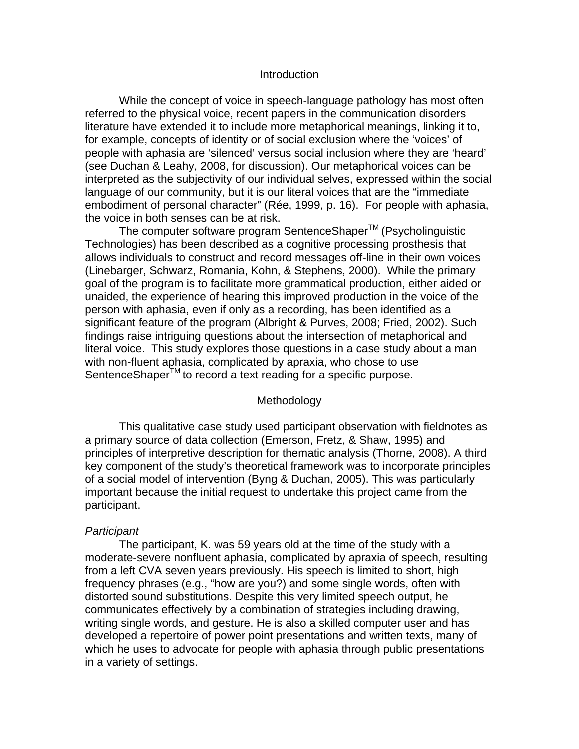## Introduction

While the concept of voice in speech-language pathology has most often referred to the physical voice, recent papers in the communication disorders literature have extended it to include more metaphorical meanings, linking it to, for example, concepts of identity or of social exclusion where the 'voices' of people with aphasia are 'silenced' versus social inclusion where they are 'heard' (see Duchan & Leahy, 2008, for discussion). Our metaphorical voices can be interpreted as the subjectivity of our individual selves, expressed within the social language of our community, but it is our literal voices that are the "immediate embodiment of personal character" (Rée, 1999, p. 16). For people with aphasia, the voice in both senses can be at risk.

The computer software program SentenceShaper™ (Psycholinguistic Technologies) has been described as a cognitive processing prosthesis that allows individuals to construct and record messages off-line in their own voices (Linebarger, Schwarz, Romania, Kohn, & Stephens, 2000). While the primary goal of the program is to facilitate more grammatical production, either aided or unaided, the experience of hearing this improved production in the voice of the person with aphasia, even if only as a recording, has been identified as a significant feature of the program (Albright & Purves, 2008; Fried, 2002). Such findings raise intriguing questions about the intersection of metaphorical and literal voice. This study explores those questions in a case study about a man with non-fluent aphasia, complicated by apraxia, who chose to use SentenceShaper™ to record a text reading for a specific purpose.

## Methodology

This qualitative case study used participant observation with fieldnotes as a primary source of data collection (Emerson, Fretz, & Shaw, 1995) and principles of interpretive description for thematic analysis (Thorne, 2008). A third key component of the study's theoretical framework was to incorporate principles of a social model of intervention (Byng & Duchan, 2005). This was particularly important because the initial request to undertake this project came from the participant.

### *Participant*

The participant, K. was 59 years old at the time of the study with a moderate-severe nonfluent aphasia, complicated by apraxia of speech, resulting from a left CVA seven years previously. His speech is limited to short, high frequency phrases (e.g., "how are you?) and some single words, often with distorted sound substitutions. Despite this very limited speech output, he communicates effectively by a combination of strategies including drawing, writing single words, and gesture. He is also a skilled computer user and has developed a repertoire of power point presentations and written texts, many of which he uses to advocate for people with aphasia through public presentations in a variety of settings.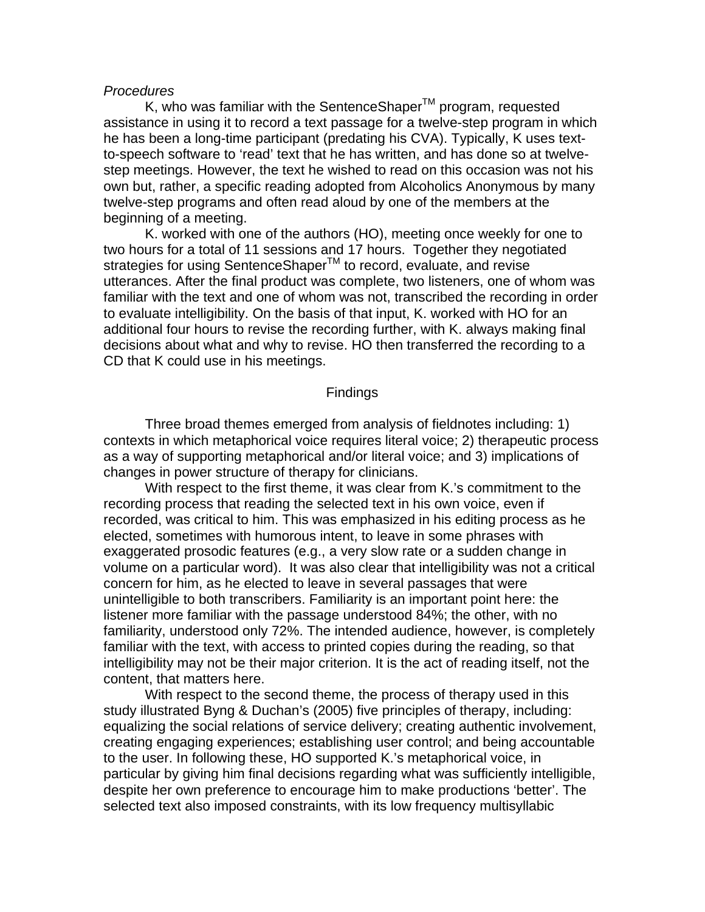*Procedures*

K, who was familiar with the SentenceShaper™ program, requested assistance in using it to record a text passage for a twelve-step program in which he has been a long-time participant (predating his CVA). Typically, K uses text-to-speech software to 'read' text that he has written, and has done so at twelve-step meetings. However, the text he wished to read on this occasion was not his own but, rather, a specific reading adopted from Alcoholics Anonymous by many twelve-step programs and often read aloud by one of the members at the beginning of a meeting.

K. worked with one of the authors (HO), meeting once weekly for one to two hours for a total of 11 sessions and 17 hours. Together they negotiated strategies for using SentenceShaper™ to record, evaluate, and revise utterances. After the final product was complete, two listeners, one of whom was familiar with the text and one of whom was not, transcribed the recording in order to evaluate intelligibility. On the basis of that input, K. worked with HO for an additional four hours to revise the recording further, with K. always making final decisions about what and why to revise. HO then transferred the recording to a CD that K could use in his meetings.

## Findings

Three broad themes emerged from analysis of fieldnotes including: 1) contexts in which metaphorical voice requires literal voice; 2) therapeutic process as a way of supporting metaphorical and/or literal voice; and 3) implications of changes in power structure of therapy for clinicians.

With respect to the first theme, it was clear from K.'s commitment to the recording process that reading the selected text in his own voice, even if recorded, was critical to him. This was emphasized in his editing process as he elected, sometimes with humorous intent, to leave in some phrases with exaggerated prosodic features (e.g., a very slow rate or a sudden change in volume on a particular word). It was also clear that intelligibility was not a critical concern for him, as he elected to leave in several passages that were unintelligible to both transcribers. Familiarity is an important point here: the listener more familiar with the passage understood 84%; the other, with no familiarity, understood only 72%. The intended audience, however, is completely familiar with the text, with access to printed copies during the reading, so that intelligibility may not be their major criterion. It is the act of reading itself, not the content, that matters here.

With respect to the second theme, the process of therapy used in this study illustrated Byng & Duchan's (2005) five principles of therapy, including: equalizing the social relations of service delivery; creating authentic involvement, creating engaging experiences; establishing user control; and being accountable to the user. In following these, HO supported K.'s metaphorical voice, in particular by giving him final decisions regarding what was sufficiently intelligible, despite her own preference to encourage him to make productions 'better'. The selected text also imposed constraints, with its low frequency multisyllabic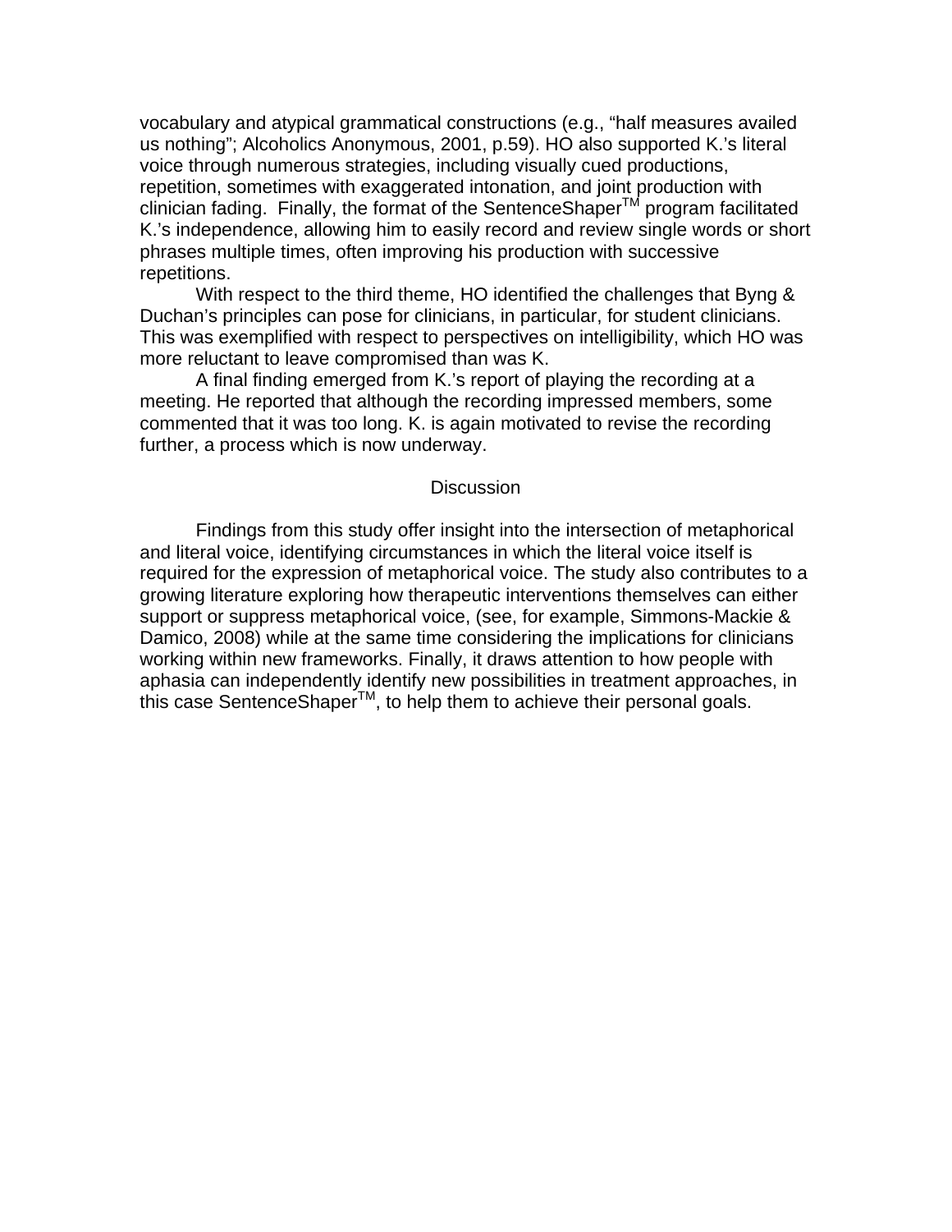vocabulary and atypical grammatical constructions (e.g., "half measures availed us nothing"; Alcoholics Anonymous, 2001, p.59). HO also supported K.'s literal voice through numerous strategies, including visually cued productions, repetition, sometimes with exaggerated intonation, and joint production with clinician fading. Finally, the format of the SentenceShaper™ program facilitated K.'s independence, allowing him to easily record and review single words or short phrases multiple times, often improving his production with successive repetitions.

With respect to the third theme, HO identified the challenges that Byng & Duchan's principles can pose for clinicians, in particular, for student clinicians. This was exemplified with respect to perspectives on intelligibility, which HO was more reluctant to leave compromised than was K.

A final finding emerged from K.'s report of playing the recording at a meeting. He reported that although the recording impressed members, some commented that it was too long. K. is again motivated to revise the recording further, a process which is now underway.

## Discussion

Findings from this study offer insight into the intersection of metaphorical and literal voice, identifying circumstances in which the literal voice itself is required for the expression of metaphorical voice. The study also contributes to a growing literature exploring how therapeutic interventions themselves can either support or suppress metaphorical voice, (see, for example, Simmons-Mackie & Damico, 2008) while at the same time considering the implications for clinicians working within new frameworks. Finally, it draws attention to how people with aphasia can independently identify new possibilities in treatment approaches, in this case SentenceShaper™, to help them to achieve their personal goals.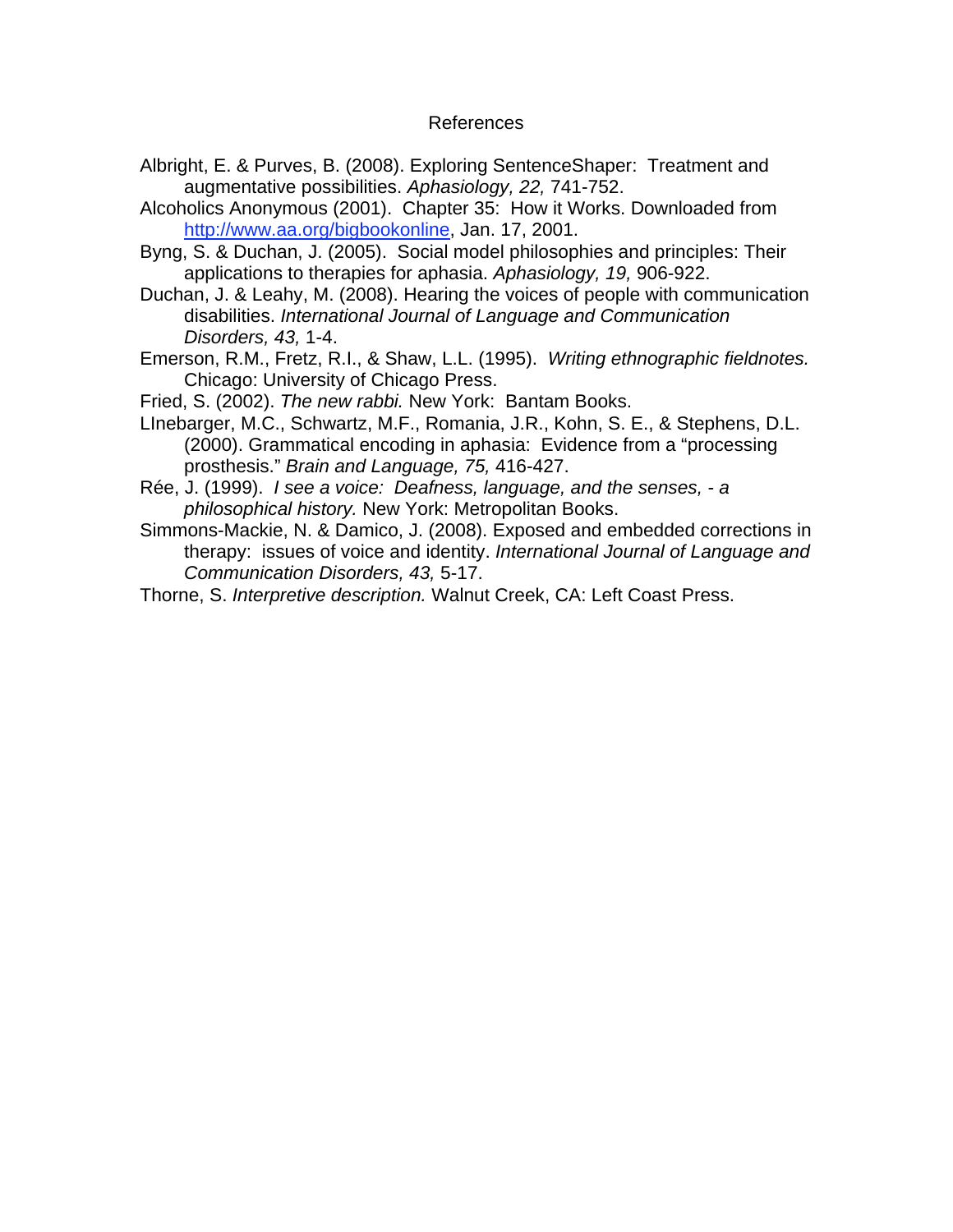# References

Albright, E. & Purves, B. (2008). Exploring SentenceShaper: Treatment and augmentative possibilities. *Aphasiology, 22,* 741-752.

Alcoholics Anonymous (2001). Chapter 35: How it Works. Downloaded from http://www.aa.org/bigbookonline, Jan. 17, 2001.

Byng, S. & Duchan, J. (2005). Social model philosophies and principles: Their applications to therapies for aphasia. *Aphasiology, 19,* 906-922.

Duchan, J. & Leahy, M. (2008). Hearing the voices of people with communication disabilities. *International Journal of Language and Communication Disorders, 43,* 1-4.

Emerson, R.M., Fretz, R.I., & Shaw, L.L. (1995). *Writing ethnographic fieldnotes.* Chicago: University of Chicago Press.

Fried, S. (2002). *The new rabbi.* New York: Bantam Books.

LInebarger, M.C., Schwartz, M.F., Romania, J.R., Kohn, S. E., & Stephens, D.L. (2000). Grammatical encoding in aphasia: Evidence from a "processing prosthesis." *Brain and Language, 75,* 416-427.

Rée, J. (1999). *I see a voice: Deafness, language, and the senses, - a philosophical history.* New York: Metropolitan Books.

Simmons-Mackie, N. & Damico, J. (2008). Exposed and embedded corrections in therapy: issues of voice and identity. *International Journal of Language and Communication Disorders, 43,* 5-17.

Thorne, S. *Interpretive description.* Walnut Creek, CA: Left Coast Press.